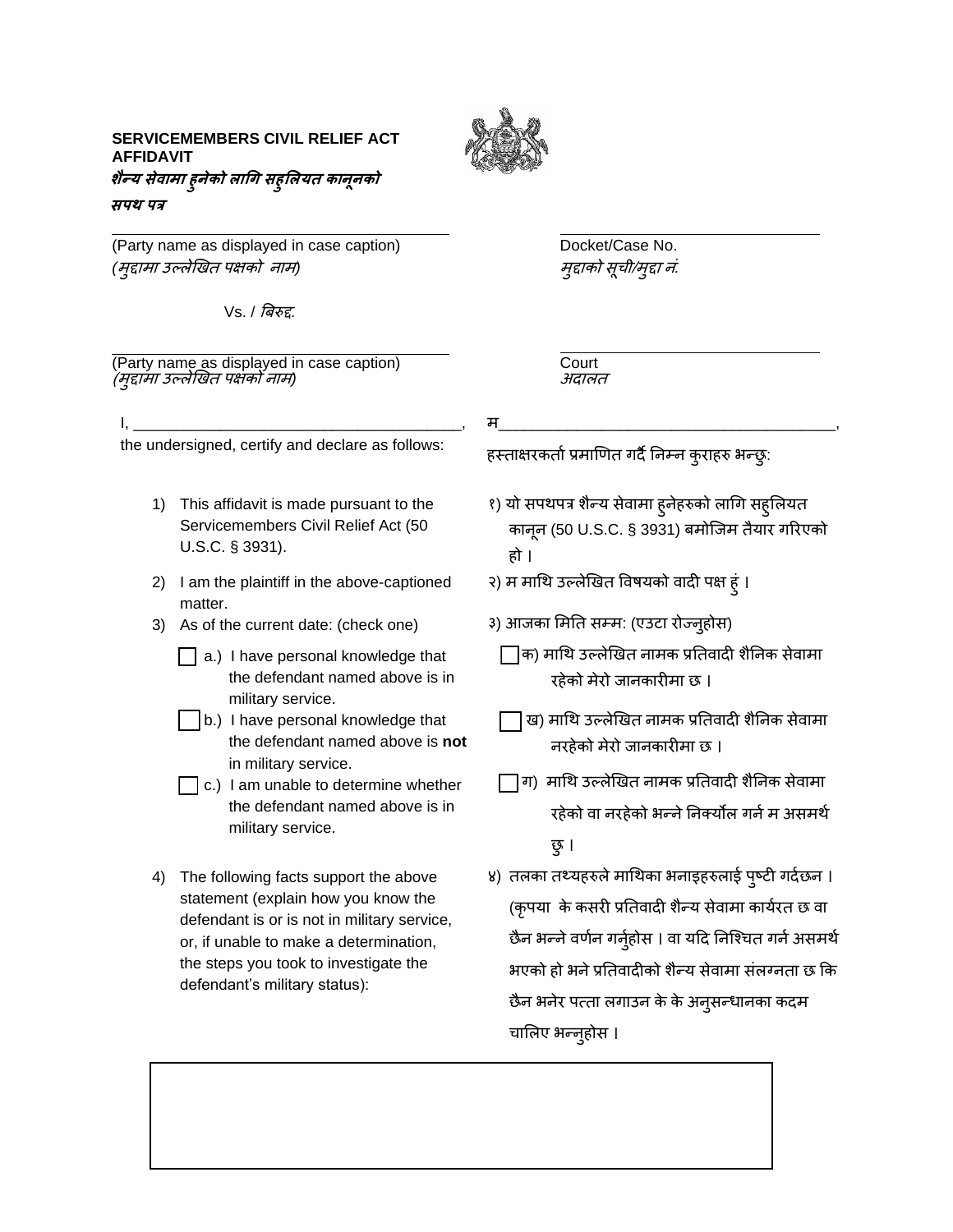**SERVICEMEMBERS CIVIL RELIEF ACT AFFIDAVIT**
***शैन्य सेवामा हुनेको लागि सहुलियत कानूनको सपथ पत्र***

| | |
|---|---|
| ______________________________ | ______________________ |
| (Party name as displayed in case caption) *(मुद्दामा उल्लेखित पक्षको नाम)* | Docket/Case No. *मुद्दाको सूची/मुद्दा नं.* |
| Vs. / *बिरुद्द:* | |
| ______________________________ | ______________________ |
| (Party name as displayed in case caption) *(मुद्दामा उल्लेखित पक्षको नाम)* | Court *अदालत* |

I, ______________________________________, the undersigned, certify and declare as follows:

म______________________________________, हस्ताक्षरकर्ता प्रमाणित गर्दै निम्न कुराहरु भन्छु:

1) This affidavit is made pursuant to the Servicemembers Civil Relief Act (50 U.S.C. § 3931).

१) यो सपथपत्र शैन्य सेवामा हुनेहरुको लागि सहुलियत कानून (50 U.S.C. § 3931) बमोजिम तैयार गरिएको हो ।

2) I am the plaintiff in the above-captioned matter.

२) म माथि उल्लेखित विषयको वादी पक्ष हुं ।

3) As of the current date: (check one)

- ☐ a.) I have personal knowledge that the defendant named above is in military service.
- ☐ b.) I have personal knowledge that the defendant named above is **not** in military service.
- ☐ c.) I am unable to determine whether the defendant named above is in military service.

३) आजका मिति सम्म: (एउटा रोज्नुहोस)

- ☐ क) माथि उल्लेखित नामक प्रतिवादी शैनिक सेवामा रहेको मेरो जानकारीमा छ ।
- ☐ ख) माथि उल्लेखित नामक प्रतिवादी शैनिक सेवामा नरहेको मेरो जानकारीमा छ ।
- ☐ ग) माथि उल्लेखित नामक प्रतिवादी शैनिक सेवामा रहेको वा नरहेको भन्ने निर्क्योल गर्न म असमर्थ छु ।

4) The following facts support the above statement (explain how you know the defendant is or is not in military service, or, if unable to make a determination, the steps you took to investigate the defendant's military status):

४) तलका तथ्यहरुले माथिका भनाइहरुलाई पुष्टी गर्दछन । (कृपया के कसरी प्रतिवादी शैन्य सेवामा कार्यरत छ वा छैन भन्ने वर्णन गर्नुहोस । वा यदि निश्चित गर्न असमर्थ भएको हो भने प्रतिवादीको शैन्य सेवामा संलग्नता छ कि छैन भनेर पत्ता लगाउन के के अनुसन्धानका कदम चालिए भन्नुहोस ।

| |
|---|
| |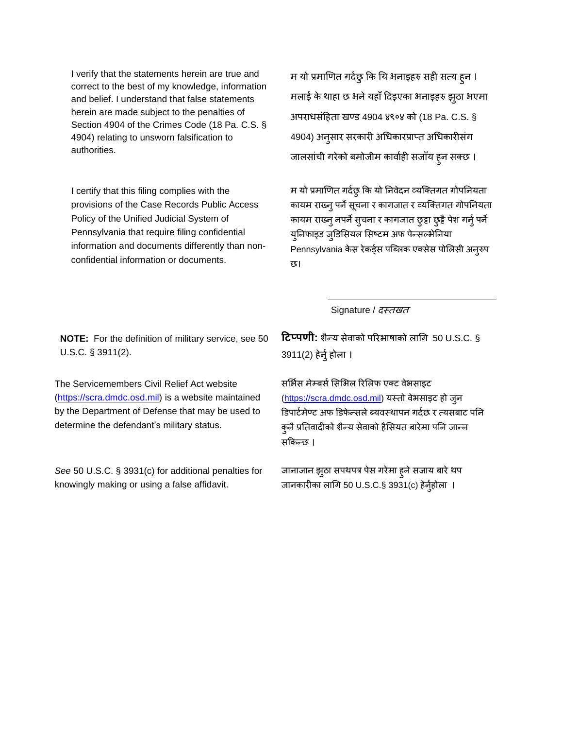I verify that the statements herein are true and correct to the best of my knowledge, information and belief. I understand that false statements herein are made subject to the penalties of Section 4904 of the Crimes Code (18 Pa. C.S. § 4904) relating to unsworn falsification to authorities.

म यो प्रमाणित गर्दछु कि यि भनाइहरु सही सत्य हुन । मलाई के थाहा छ भने यहाँ दिइएका भनाइहरु झुठा भएमा अपराधसंहिता खण्ड 4904 ४९०४ को (18 Pa. C.S. § 4904) अनुसार सरकारी अधिकारप्राप्त अधिकारीसंग जालसांची गरेको बमोजीम कार्वाही सजाँय हुन सक्छ ।

I certify that this filing complies with the provisions of the Case Records Public Access Policy of the Unified Judicial System of Pennsylvania that require filing confidential information and documents differently than non-confidential information or documents.

म यो प्रमाणित गर्दछु कि यो निवेदन व्यक्तिगत गोपनियता कायम राख्नु पर्ने सूचना र कागजात र व्यक्तिगत गोपनियता कायम राख्नु नपर्ने सुचना र कागजात छुट्टा छुट्टै पेश गर्नु पर्ने युनिफाइड जुडिसियल सिष्टम अफ पेन्सल्भेनिया Pennsylvania केस रेकर्ड्स पब्लिक एक्सेस पोलिसी अनुरुप छ।

Signature / *दस्तखत*

**NOTE:** For the definition of military service, see 50 U.S.C. § 3911(2).

**टिप्पणी:** शैन्य सेवाको परिभाषाको लागि 50 U.S.C. § 3911(2) हेर्नु होला ।

The Servicemembers Civil Relief Act website (https://scra.dmdc.osd.mil) is a website maintained by the Department of Defense that may be used to determine the defendant's military status.

सर्भिस मेम्बर्स सिभिल रिलिफ एक्ट वेभसाइट (https://scra.dmdc.osd.mil) यस्तो वेभसाइट हो जुन डिपार्टमेण्ट अफ डिफेन्सले ब्यवस्थापन गर्दछ र त्यसबाट पनि कुनै प्रतिवादीको शैन्य सेवाको हैसियत बारेमा पनि जान्न सकिन्छ ।

*See* 50 U.S.C. § 3931(c) for additional penalties for knowingly making or using a false affidavit.

जानाजान झुठा सपथपत्र पेस गरेमा हुने सजाय बारे थप जानकारीका लागि 50 U.S.C.§ 3931(c) हेर्नुहोला ।